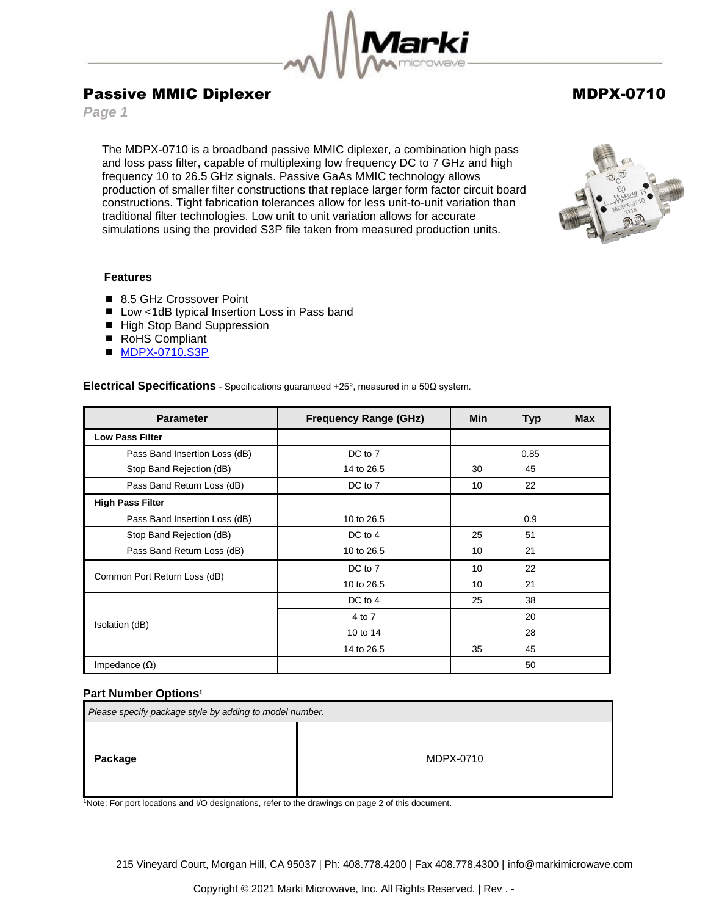# Passive MMIC Diplexer

# MDPX-0710

*Page 1*

The MDPX-0710 is a broadband passive MMIC diplexer, a combination high pass and loss pass filter, capable of multiplexing low frequency DC to 7 GHz and high frequency 10 to 26.5 GHz signals. Passive GaAs MMIC technology allows production of smaller filter constructions that replace larger form factor circuit board constructions. Tight fabrication tolerances allow for less unit-to-unit variation than traditional filter technologies. Low unit to unit variation allows for accurate simulations using the provided S3P file taken from measured production units.

### Features

- 8.5 GHz Crossover Point
- Low <1dB typical Insertion Loss in Pass band
- High Stop Band Suppression
- RoHS Compliant
- MDPX-0710.S3P

**Electrical Specifications** - Specifications guaranteed +25°, measured in a 50Ω system.

| Parameter | Frequency Range (GHz) | Min | Typ | Max |
|---|---|---|---|---|
| **Low Pass Filter** | | | | |
| Pass Band Insertion Loss (dB) | DC to 7 | | 0.85 | |
| Stop Band Rejection (dB) | 14 to 26.5 | 30 | 45 | |
| Pass Band Return Loss (dB) | DC to 7 | 10 | 22 | |
| **High Pass Filter** | | | | |
| Pass Band Insertion Loss (dB) | 10 to 26.5 | | 0.9 | |
| Stop Band Rejection (dB) | DC to 4 | 25 | 51 | |
| Pass Band Return Loss (dB) | 10 to 26.5 | 10 | 21 | |
| Common Port Return Loss (dB) | DC to 7 | 10 | 22 | |
| | 10 to 26.5 | 10 | 21 | |
| Isolation (dB) | DC to 4 | 25 | 38 | |
| | 4 to 7 | | 20 | |
| | 10 to 14 | | 28 | |
| | 14 to 26.5 | 35 | 45 | |
| Impedance (Ω) | | | 50 | |

**Part Number Options**[1]

| *Please specify package style by adding to model number.* | |
|---|---|
| **Package** | MDPX-0710 |

[1]Note: For port locations and I/O designations, refer to the drawings on page 2 of this document.

215 Vineyard Court, Morgan Hill, CA 95037 | Ph: 408.778.4200 | Fax 408.778.4300 | info@markimicrowave.com

Copyright © 2021 Marki Microwave, Inc. All Rights Reserved. | Rev . -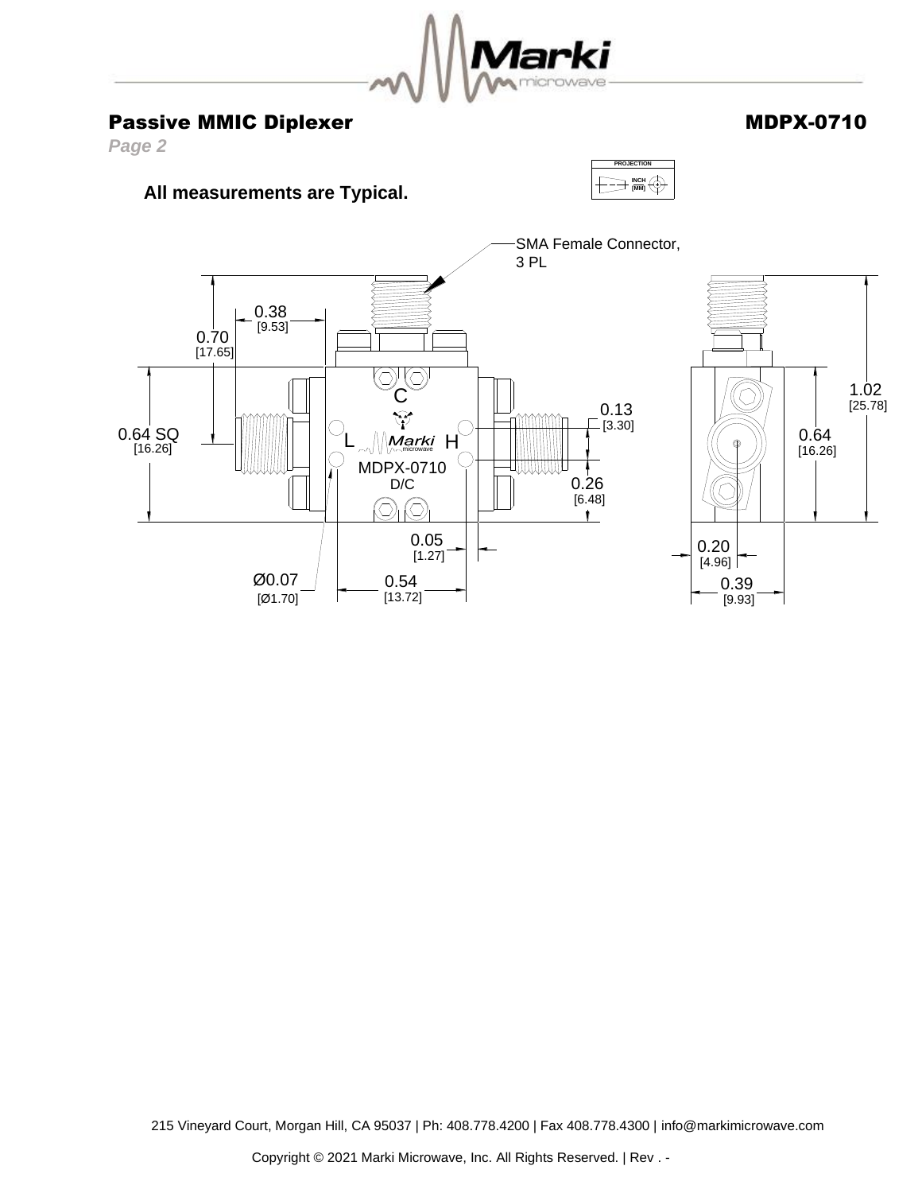## Passive MMIC Diplexer

**MDPX-0710**

***Page 2***

**All measurements are Typical.**

PROJECTION

INCH
[MM]

SMA Female Connector, 3 PL

0.38 [9.53]

0.70 [17.65]

0.64 SQ [16.26]

C

L

H

MDPX-0710

D/C

0.13 [3.30]

0.26 [6.48]

0.05 [1.27]

Ø0.07 [Ø1.70]

0.54 [13.72]

1.02 [25.78]

0.64 [16.26]

0.20 [4.96]

0.39 [9.93]

215 Vineyard Court, Morgan Hill, CA 95037 | Ph: 408.778.4200 | Fax 408.778.4300 | info@markimicrowave.com

Copyright © 2021 Marki Microwave, Inc. All Rights Reserved. | Rev . -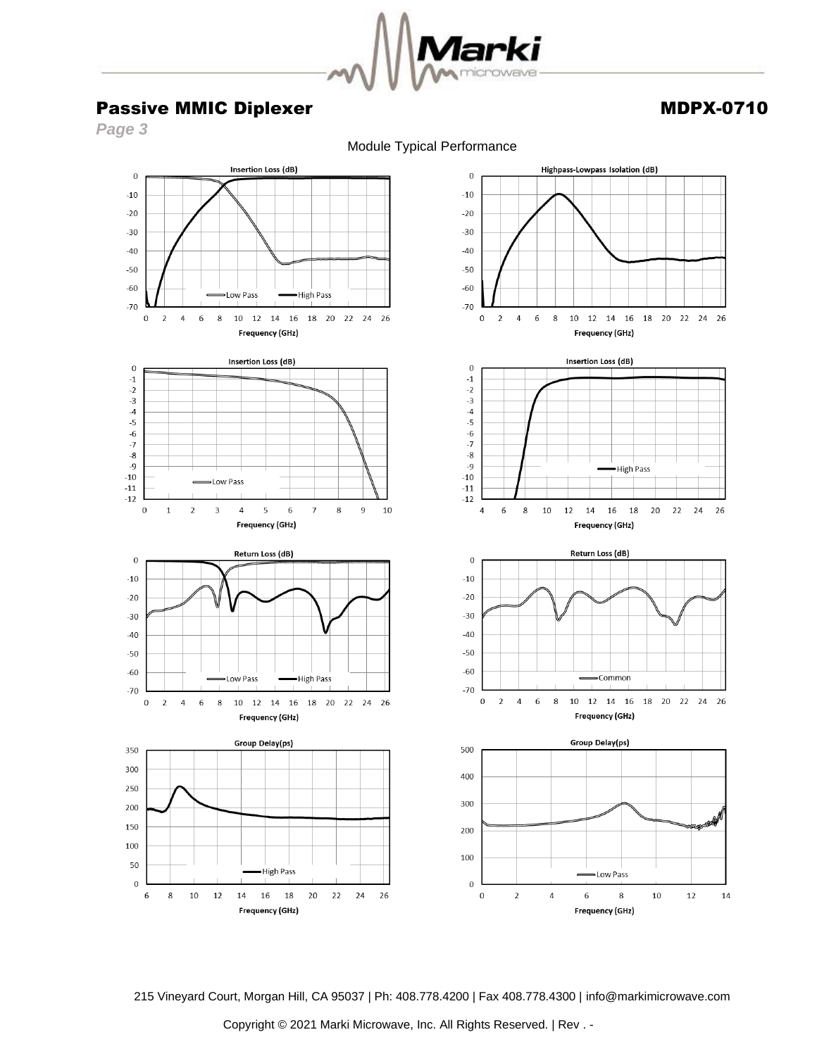## Passive MMIC Diplexer

## MDPX-0710

*Page 3*

Module Typical Performance

**Insertion Loss (dB)**

Low Pass — High Pass

Frequency (GHz)

**Highpass-Lowpass Isolation (dB)**

Frequency (GHz)

**Insertion Loss (dB)**

Low Pass

Frequency (GHz)

**Insertion Loss (dB)**

High Pass

Frequency (GHz)

**Return Loss (dB)**

Low Pass — High Pass

Frequency (GHz)

**Return Loss (dB)**

Common

Frequency (GHz)

**Group Delay(ps)**

High Pass

Frequency (GHz)

**Group Delay(ps)**

Low Pass

Frequency (GHz)

215 Vineyard Court, Morgan Hill, CA 95037 | Ph: 408.778.4200 | Fax 408.778.4300 | info@markimicrowave.com

Copyright © 2021 Marki Microwave, Inc. All Rights Reserved. | Rev . -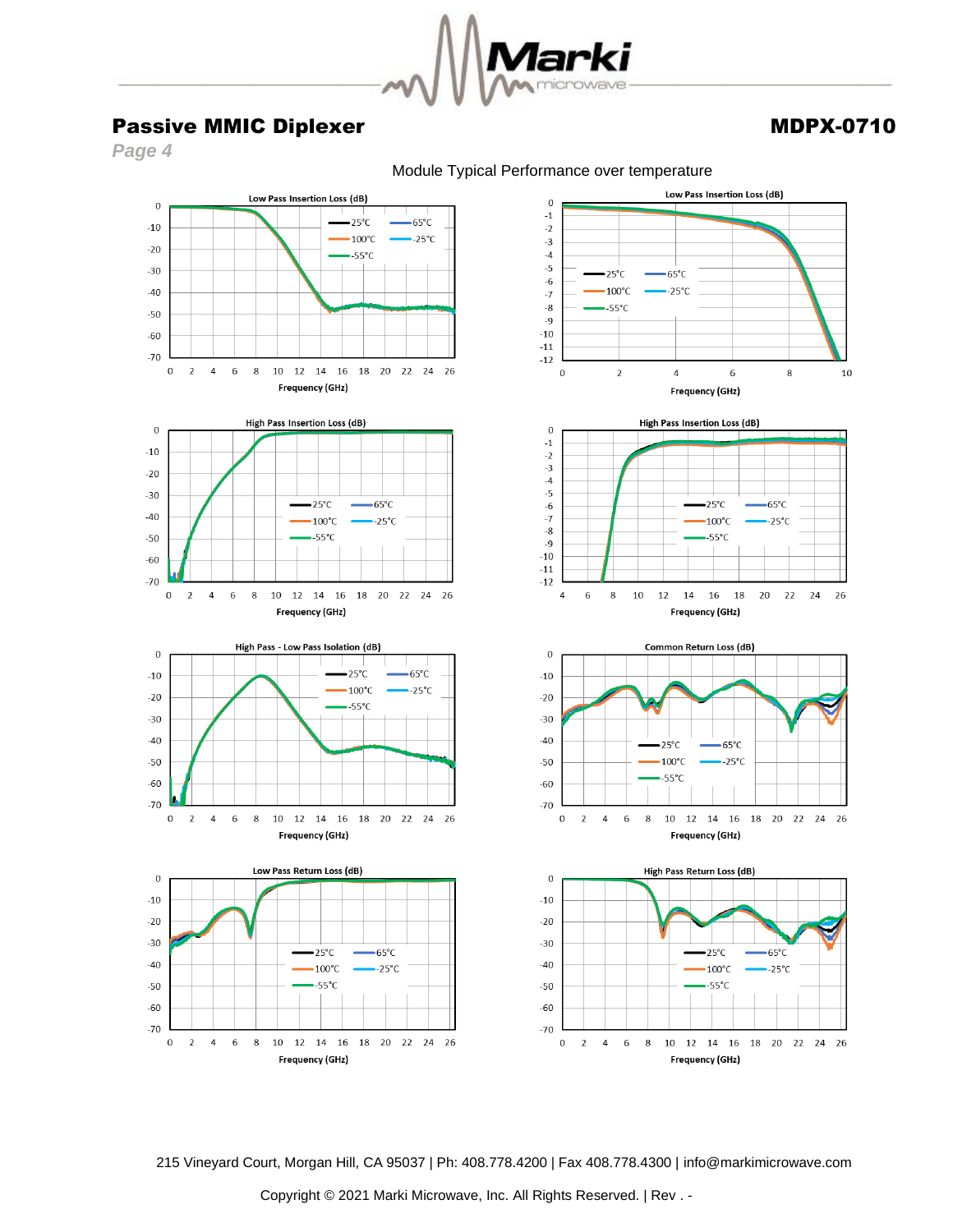# Passive MMIC Diplexer

# MDPX-0710

*Page 4*

Module Typical Performance over temperature

Low Pass Insertion Loss (dB)

Low Pass Insertion Loss (dB)

High Pass Insertion Loss (dB)

High Pass Insertion Loss (dB)

High Pass - Low Pass Isolation (dB)

Common Return Loss (dB)

Low Pass Return Loss (dB)

High Pass Return Loss (dB)

215 Vineyard Court, Morgan Hill, CA 95037 | Ph: 408.778.4200 | Fax 408.778.4300 | info@markimicrowave.com

Copyright © 2021 Marki Microwave, Inc. All Rights Reserved. | Rev . -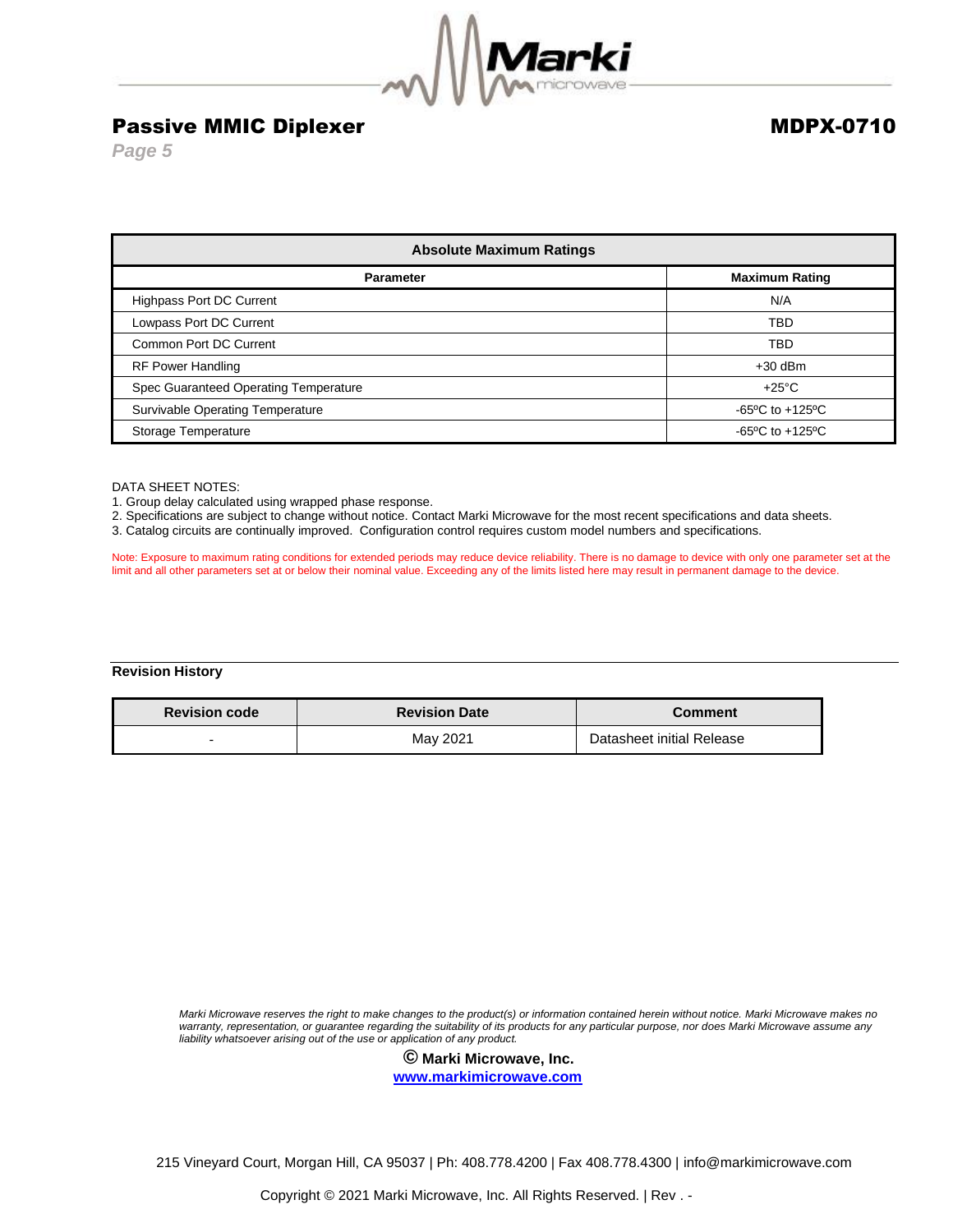| Absolute Maximum Ratings | |
|---|---|
| **Parameter** | **Maximum Rating** |
| Highpass Port DC Current | N/A |
| Lowpass Port DC Current | TBD |
| Common Port DC Current | TBD |
| RF Power Handling | +30 dBm |
| Spec Guaranteed Operating Temperature | +25°C |
| Survivable Operating Temperature | -65ºC to +125ºC |
| Storage Temperature | -65ºC to +125ºC |

DATA SHEET NOTES:
1. Group delay calculated using wrapped phase response.
2. Specifications are subject to change without notice. Contact Marki Microwave for the most recent specifications and data sheets.
3. Catalog circuits are continually improved. Configuration control requires custom model numbers and specifications.

Note: Exposure to maximum rating conditions for extended periods may reduce device reliability. There is no damage to device with only one parameter set at the limit and all other parameters set at or below their nominal value. Exceeding any of the limits listed here may result in permanent damage to the device.

**Revision History**

| Revision code | Revision Date | Comment |
|---|---|---|
| - | May 2021 | Datasheet initial Release |

*Marki Microwave reserves the right to make changes to the product(s) or information contained herein without notice. Marki Microwave makes no warranty, representation, or guarantee regarding the suitability of its products for any particular purpose, nor does Marki Microwave assume any liability whatsoever arising out of the use or application of any product.*

**© Marki Microwave, Inc.**
**www.markimicrowave.com**

215 Vineyard Court, Morgan Hill, CA 95037 | Ph: 408.778.4200 | Fax 408.778.4300 | info@markimicrowave.com

Copyright © 2021 Marki Microwave, Inc. All Rights Reserved. | Rev . -